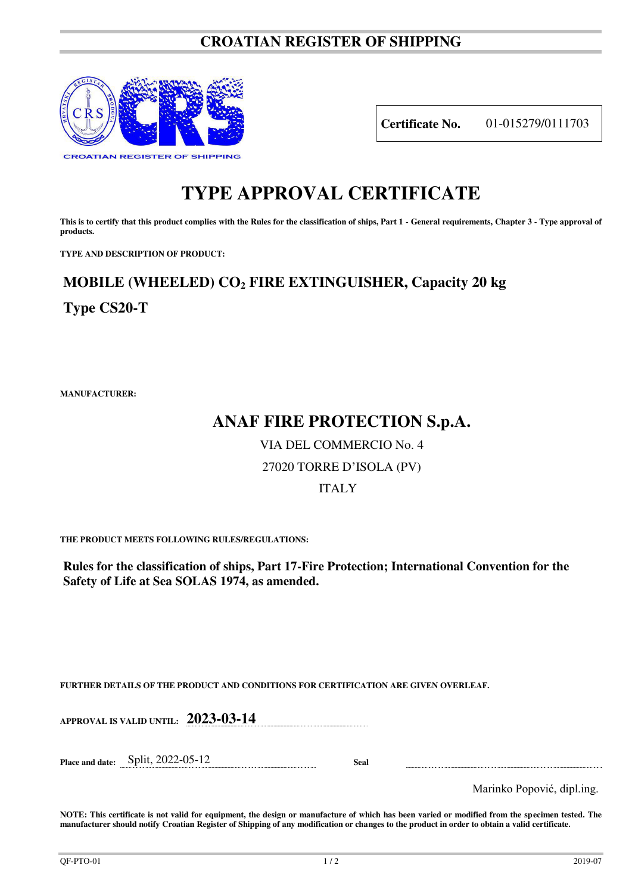# CROATIAN REGISTER OF SHIPPING

| **Certificate No.** | 01-015279/0111703 |
| --- | --- |

# TYPE APPROVAL CERTIFICATE

**This is to certify that this product complies with the Rules for the classification of ships, Part 1 - General requirements, Chapter 3 - Type approval of products.**

**TYPE AND DESCRIPTION OF PRODUCT:**

## MOBILE (WHEELED) $CO_2$ FIRE EXTINGUISHER, Capacity 20 kg

## Type CS20-T

**MANUFACTURER:**

## ANAF FIRE PROTECTION S.p.A.

VIA DEL COMMERCIO No. 4

27020 TORRE D'ISOLA (PV)

ITALY

**THE PRODUCT MEETS FOLLOWING RULES/REGULATIONS:**

**Rules for the classification of ships, Part 17-Fire Protection; International Convention for the Safety of Life at Sea SOLAS 1974, as amended.**

**FURTHER DETAILS OF THE PRODUCT AND CONDITIONS FOR CERTIFICATION ARE GIVEN OVERLEAF.**

**APPROVAL IS VALID UNTIL:** **2023-03-14**

**Place and date:** Split, 2022-05-12 **Seal**

Marinko Popović, dipl.ing.

**NOTE: This certificate is not valid for equipment, the design or manufacture of which has been varied or modified from the specimen tested. The manufacturer should notify Croatian Register of Shipping of any modification or changes to the product in order to obtain a valid certificate.**

QF-PTO-01 2019-07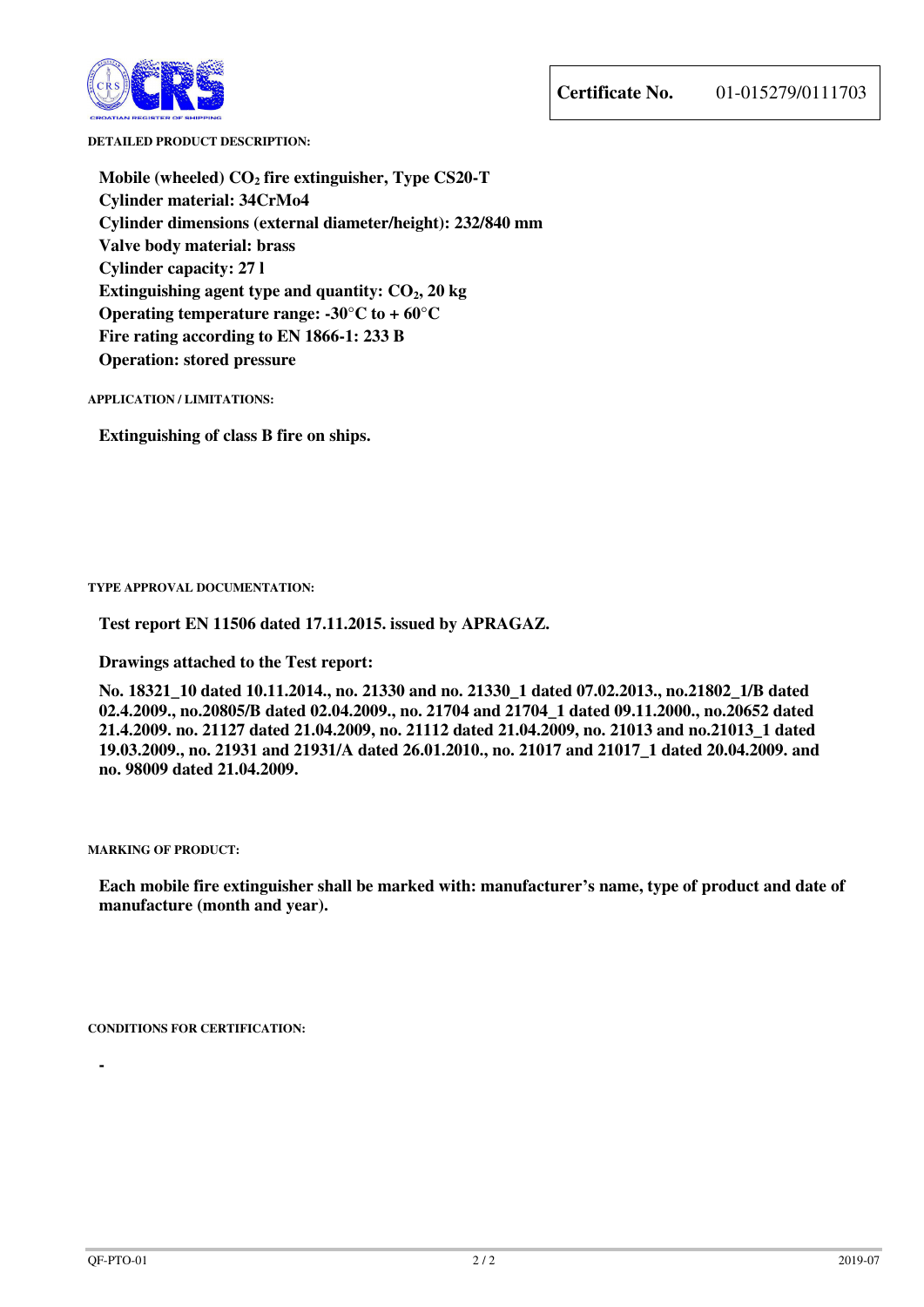**Certificate No.** 01-015279/0111703

**DETAILED PRODUCT DESCRIPTION:**

**Mobile (wheeled) $CO_2$ fire extinguisher, Type CS20-T**
**Cylinder material: 34CrMo4**
**Cylinder dimensions (external diameter/height): 232/840 mm**
**Valve body material: brass**
**Cylinder capacity: 27 l**
**Extinguishing agent type and quantity: $CO_2$, 20 kg**
**Operating temperature range: -30°C to + 60°C**
**Fire rating according to EN 1866-1: 233 B**
**Operation: stored pressure**

**APPLICATION / LIMITATIONS:**

**Extinguishing of class B fire on ships.**

**TYPE APPROVAL DOCUMENTATION:**

**Test report EN 11506 dated 17.11.2015. issued by APRAGAZ.**

**Drawings attached to the Test report:**

**No. 18321_10 dated 10.11.2014., no. 21330 and no. 21330_1 dated 07.02.2013., no.21802_1/B dated 02.4.2009., no.20805/B dated 02.04.2009., no. 21704 and 21704_1 dated 09.11.2000., no.20652 dated 21.4.2009. no. 21127 dated 21.04.2009, no. 21112 dated 21.04.2009, no. 21013 and no.21013_1 dated 19.03.2009., no. 21931 and 21931/A dated 26.01.2010., no. 21017 and 21017_1 dated 20.04.2009. and no. 98009 dated 21.04.2009.**

**MARKING OF PRODUCT:**

**Each mobile fire extinguisher shall be marked with: manufacturer's name, type of product and date of manufacture (month and year).**

**CONDITIONS FOR CERTIFICATION:**

**-**